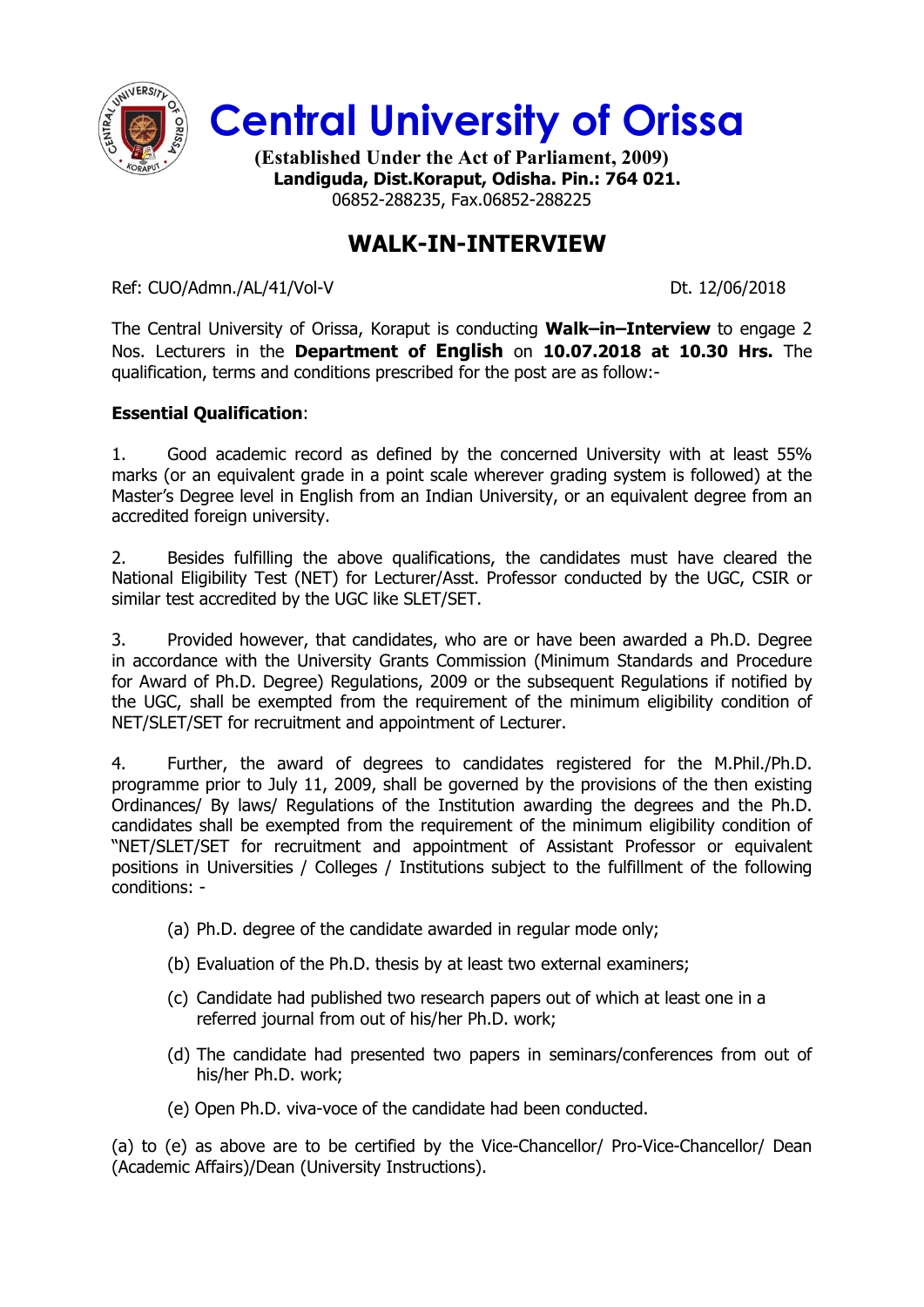# Central University of Orissa

**(Established Under the Act of Parliament, 2009)**
**Landiguda, Dist.Koraput, Odisha. Pin.: 764 021.**
06852-288235, Fax.06852-288225

## WALK-IN-INTERVIEW

Ref: CUO/Admn./AL/41/Vol-V Dt. 12/06/2018

The Central University of Orissa, Koraput is conducting **Walk–in–Interview** to engage 2 Nos. Lecturers in the **Department of English** on **10.07.2018 at 10.30 Hrs.** The qualification, terms and conditions prescribed for the post are as follow:-

**Essential Qualification**:

1. Good academic record as defined by the concerned University with at least 55% marks (or an equivalent grade in a point scale wherever grading system is followed) at the Master's Degree level in English from an Indian University, or an equivalent degree from an accredited foreign university.

2. Besides fulfilling the above qualifications, the candidates must have cleared the National Eligibility Test (NET) for Lecturer/Asst. Professor conducted by the UGC, CSIR or similar test accredited by the UGC like SLET/SET.

3. Provided however, that candidates, who are or have been awarded a Ph.D. Degree in accordance with the University Grants Commission (Minimum Standards and Procedure for Award of Ph.D. Degree) Regulations, 2009 or the subsequent Regulations if notified by the UGC, shall be exempted from the requirement of the minimum eligibility condition of NET/SLET/SET for recruitment and appointment of Lecturer.

4. Further, the award of degrees to candidates registered for the M.Phil./Ph.D. programme prior to July 11, 2009, shall be governed by the provisions of the then existing Ordinances/ By laws/ Regulations of the Institution awarding the degrees and the Ph.D. candidates shall be exempted from the requirement of the minimum eligibility condition of "NET/SLET/SET for recruitment and appointment of Assistant Professor or equivalent positions in Universities / Colleges / Institutions subject to the fulfillment of the following conditions: -

   (a) Ph.D. degree of the candidate awarded in regular mode only;

   (b) Evaluation of the Ph.D. thesis by at least two external examiners;

   (c) Candidate had published two research papers out of which at least one in a referred journal from out of his/her Ph.D. work;

   (d) The candidate had presented two papers in seminars/conferences from out of his/her Ph.D. work;

   (e) Open Ph.D. viva-voce of the candidate had been conducted.

(a) to (e) as above are to be certified by the Vice-Chancellor/ Pro-Vice-Chancellor/ Dean (Academic Affairs)/Dean (University Instructions).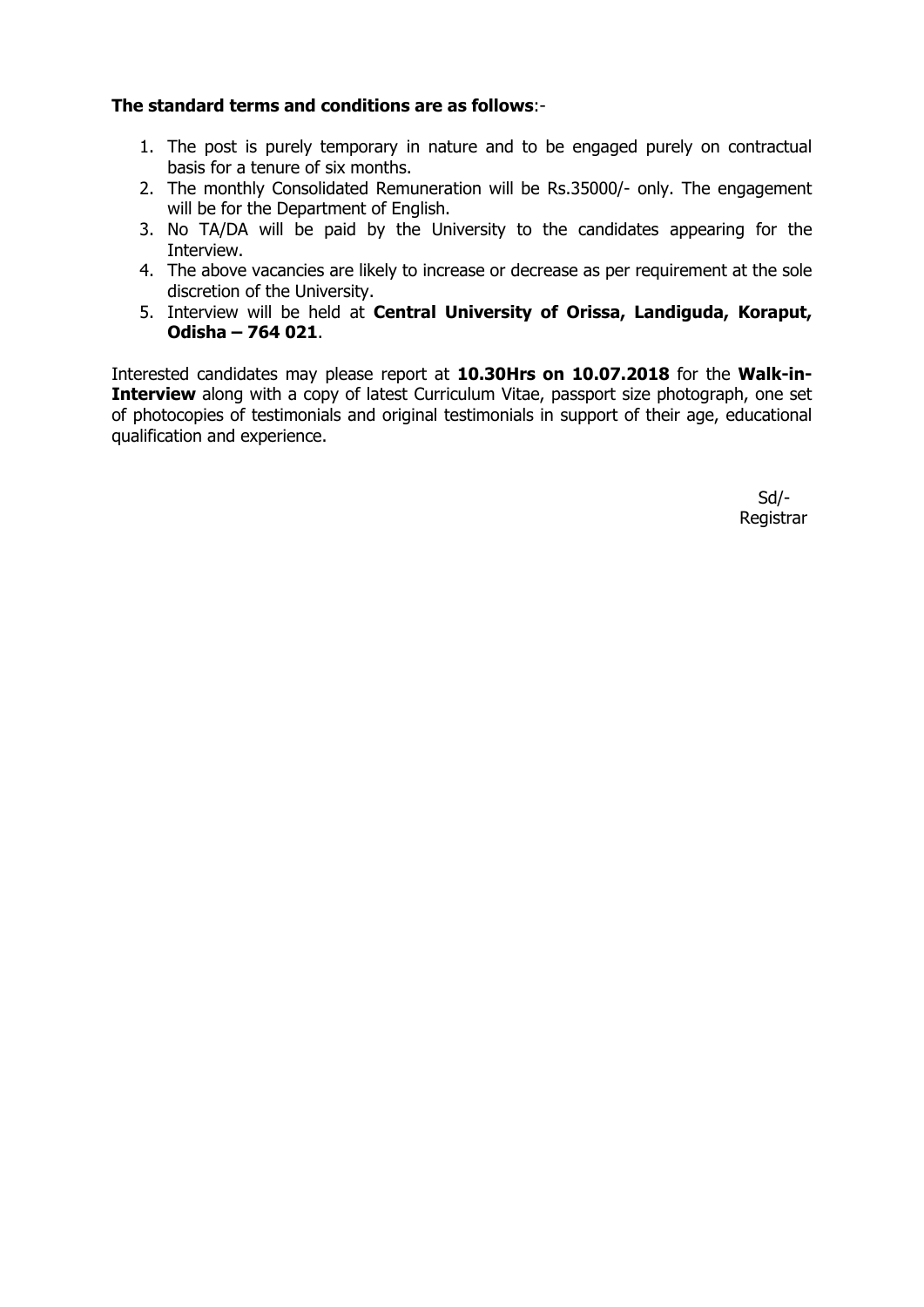**The standard terms and conditions are as follows**:-

1. The post is purely temporary in nature and to be engaged purely on contractual basis for a tenure of six months.
2. The monthly Consolidated Remuneration will be Rs.35000/- only. The engagement will be for the Department of English.
3. No TA/DA will be paid by the University to the candidates appearing for the Interview.
4. The above vacancies are likely to increase or decrease as per requirement at the sole discretion of the University.
5. Interview will be held at **Central University of Orissa, Landiguda, Koraput, Odisha – 764 021**.

Interested candidates may please report at **10.30Hrs on 10.07.2018** for the **Walk-in-Interview** along with a copy of latest Curriculum Vitae, passport size photograph, one set of photocopies of testimonials and original testimonials in support of their age, educational qualification and experience.

Sd/-
Registrar